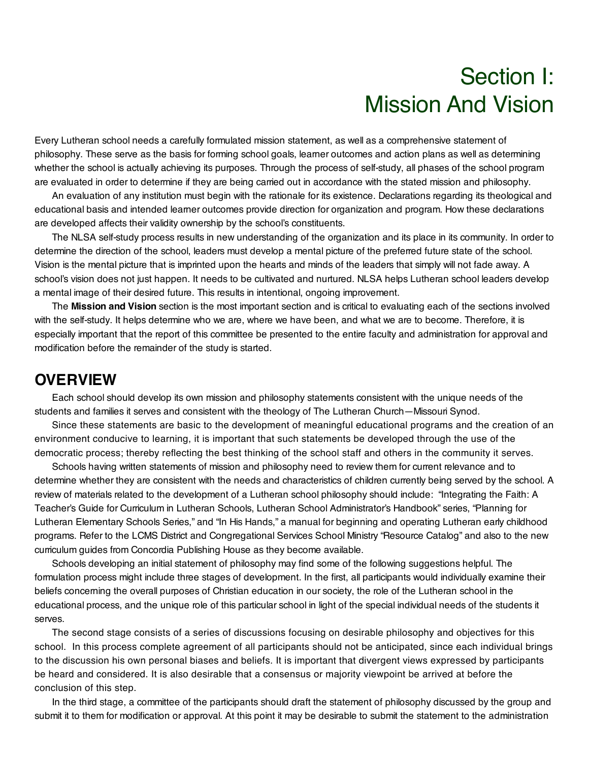# Section I: Mission And Vision

Every Lutheran school needs a carefully formulated mission statement, as well as a comprehensive statement of philosophy. These serve as the basis for forming school goals, learner outcomes and action plans as well as determining whether the school is actually achieving its purposes. Through the process of self-study, all phases of the school program are evaluated in order to determine if they are being carried out in accordance with the stated mission and philosophy.

An evaluation of any institution must begin with the rationale for its existence. Declarations regarding its theological and educational basis and intended learner outcomes provide direction for organization and program. How these declarations are developed affects their validity ownership by the school's constituents.

The NLSA self-study process results in new understanding of the organization and its place in its community. In order to determine the direction of the school, leaders must develop a mental picture of the preferred future state of the school. Vision is the mental picture that is imprinted upon the hearts and minds of the leaders that simply will not fade away. A school's vision does not just happen. It needs to be cultivated and nurtured. NLSA helps Lutheran school leaders develop a mental image of their desired future. This results in intentional, ongoing improvement.

The **Mission and Vision** section is the most important section and is critical to evaluating each of the sections involved with the self-study. It helps determine who we are, where we have been, and what we are to become. Therefore, it is especially important that the report of this committee be presented to the entire faculty and administration for approval and modification before the remainder of the study is started.

## OVERVIEW

Each school should develop its own mission and philosophy statements consistent with the unique needs of the students and families it serves and consistent with the theology of The Lutheran Church—Missouri Synod.

Since these statements are basic to the development of meaningful educational programs and the creation of an environment conducive to learning, it is important that such statements be developed through the use of the democratic process; thereby reflecting the best thinking of the school staff and others in the community it serves.

Schools having written statements of mission and philosophy need to review them for current relevance and to determine whether they are consistent with the needs and characteristics of children currently being served by the school. A review of materials related to the development of a Lutheran school philosophy should include: "Integrating the Faith: A Teacher's Guide for Curriculum in Lutheran Schools, Lutheran School Administrator's Handbook" series, "Planning for Lutheran Elementary Schools Series," and "In His Hands," a manual for beginning and operating Lutheran early childhood programs. Refer to the LCMS District and Congregational Services School Ministry "Resource Catalog" and also to the new curriculum guides from Concordia Publishing House as they become available.

Schools developing an initial statement of philosophy may find some of the following suggestions helpful. The formulation process might include three stages of development. In the first, all participants would individually examine their beliefs concerning the overall purposes of Christian education in our society, the role of the Lutheran school in the educational process, and the unique role of this particular school in light of the special individual needs of the students it serves.

The second stage consists of a series of discussions focusing on desirable philosophy and objectives for this school. In this process complete agreement of all participants should not be anticipated, since each individual brings to the discussion his own personal biases and beliefs. It is important that divergent views expressed by participants be heard and considered. It is also desirable that a consensus or majority viewpoint be arrived at before the conclusion of this step.

In the third stage, a committee of the participants should draft the statement of philosophy discussed by the group and submit it to them for modification or approval. At this point it may be desirable to submit the statement to the administration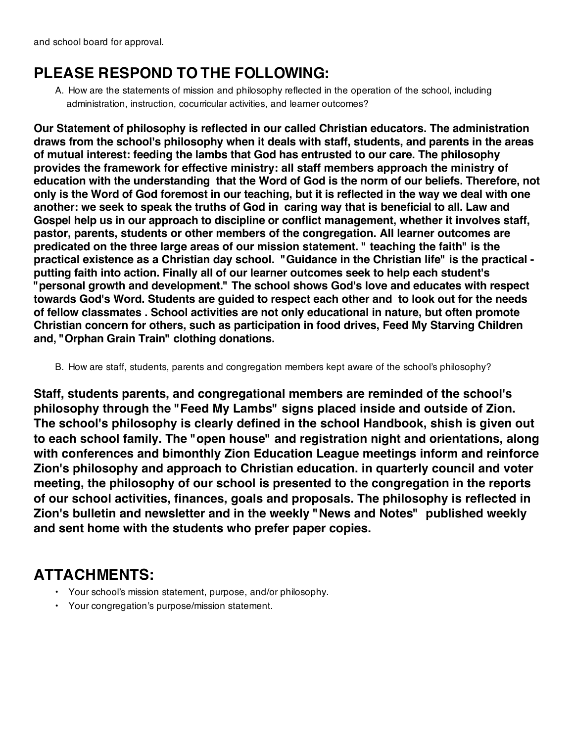and school board for approval.

## PLEASE RESPOND TO THE FOLLOWING:

A. How are the statements of mission and philosophy reflected in the operation of the school, including administration, instruction, cocurricular activities, and learner outcomes?

**Our Statement of philosophy is reflected in our called Christian educators. The administration draws from the school's philosophy when it deals with staff, students, and parents in the areas of mutual interest: feeding the lambs that God has entrusted to our care. The philosophy provides the framework for effective ministry: all staff members approach the ministry of education with the understanding that the Word of God is the norm of our beliefs. Therefore, not only is the Word of God foremost in our teaching, but it is reflected in the way we deal with one another: we seek to speak the truths of God in caring way that is beneficial to all. Law and Gospel help us in our approach to discipline or conflict management, whether it involves staff, pastor, parents, students or other members of the congregation. All learner outcomes are predicated on the three large areas of our mission statement. " teaching the faith" is the practical existence as a Christian day school. "Guidance in the Christian life" is the practical - putting faith into action. Finally all of our learner outcomes seek to help each student's "personal growth and development." The school shows God's love and educates with respect towards God's Word. Students are guided to respect each other and to look out for the needs of fellow classmates . School activities are not only educational in nature, but often promote Christian concern for others, such as participation in food drives, Feed My Starving Children and, "Orphan Grain Train" clothing donations.**

B. How are staff, students, parents and congregation members kept aware of the school's philosophy?

**Staff, students parents, and congregational members are reminded of the school's philosophy through the "Feed My Lambs" signs placed inside and outside of Zion. The school's philosophy is clearly defined in the school Handbook, shish is given out to each school family. The "open house" and registration night and orientations, along with conferences and bimonthly Zion Education League meetings inform and reinforce Zion's philosophy and approach to Christian education. in quarterly council and voter meeting, the philosophy of our school is presented to the congregation in the reports of our school activities, finances, goals and proposals. The philosophy is reflected in Zion's bulletin and newsletter and in the weekly "News and Notes" published weekly and sent home with the students who prefer paper copies.**

## ATTACHMENTS:

- Your school's mission statement, purpose, and/or philosophy.
- Your congregation's purpose/mission statement.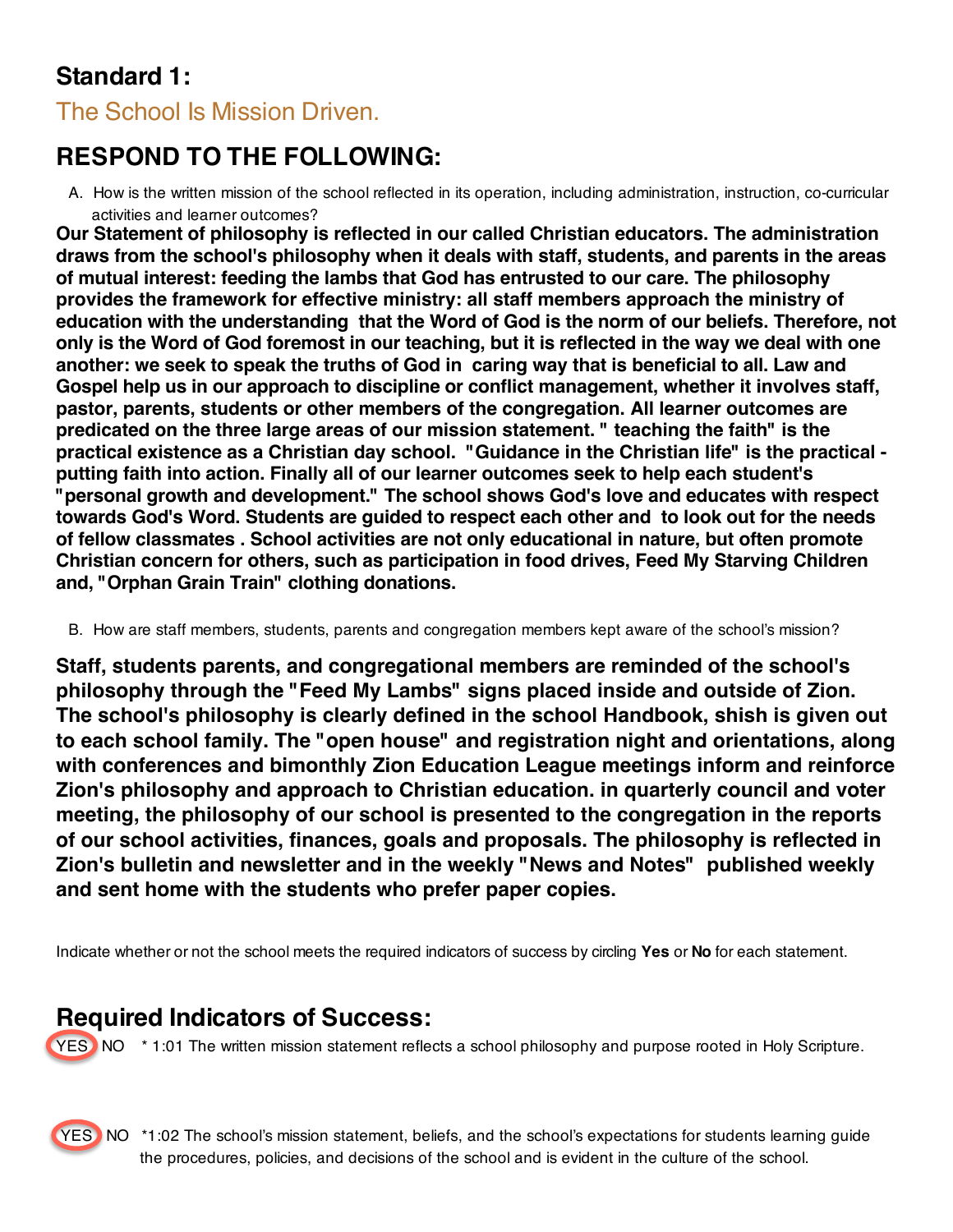## Standard 1:

### The School Is Mission Driven.

## RESPOND TO THE FOLLOWING:

A. How is the written mission of the school reflected in its operation, including administration, instruction, co-curricular activities and learner outcomes?

**Our Statement of philosophy is reflected in our called Christian educators. The administration draws from the school's philosophy when it deals with staff, students, and parents in the areas of mutual interest: feeding the lambs that God has entrusted to our care. The philosophy provides the framework for effective ministry: all staff members approach the ministry of education with the understanding that the Word of God is the norm of our beliefs. Therefore, not only is the Word of God foremost in our teaching, but it is reflected in the way we deal with one another: we seek to speak the truths of God in caring way that is beneficial to all. Law and Gospel help us in our approach to discipline or conflict management, whether it involves staff, pastor, parents, students or other members of the congregation. All learner outcomes are predicated on the three large areas of our mission statement. " teaching the faith" is the practical existence as a Christian day school. "Guidance in the Christian life" is the practical - putting faith into action. Finally all of our learner outcomes seek to help each student's "personal growth and development." The school shows God's love and educates with respect towards God's Word. Students are guided to respect each other and to look out for the needs of fellow classmates . School activities are not only educational in nature, but often promote Christian concern for others, such as participation in food drives, Feed My Starving Children and, "Orphan Grain Train" clothing donations.**

B. How are staff members, students, parents and congregation members kept aware of the school's mission?

**Staff, students parents, and congregational members are reminded of the school's philosophy through the "Feed My Lambs" signs placed inside and outside of Zion. The school's philosophy is clearly defined in the school Handbook, shish is given out to each school family. The "open house" and registration night and orientations, along with conferences and bimonthly Zion Education League meetings inform and reinforce Zion's philosophy and approach to Christian education. in quarterly council and voter meeting, the philosophy of our school is presented to the congregation in the reports of our school activities, finances, goals and proposals. The philosophy is reflected in Zion's bulletin and newsletter and in the weekly "News and Notes" published weekly and sent home with the students who prefer paper copies.**

Indicate whether or not the school meets the required indicators of success by circling **Yes** or **No** for each statement.

## Required Indicators of Success:

(YES) NO * 1:01 The written mission statement reflects a school philosophy and purpose rooted in Holy Scripture.

(YES) NO *1:02 The school's mission statement, beliefs, and the school's expectations for students learning guide the procedures, policies, and decisions of the school and is evident in the culture of the school.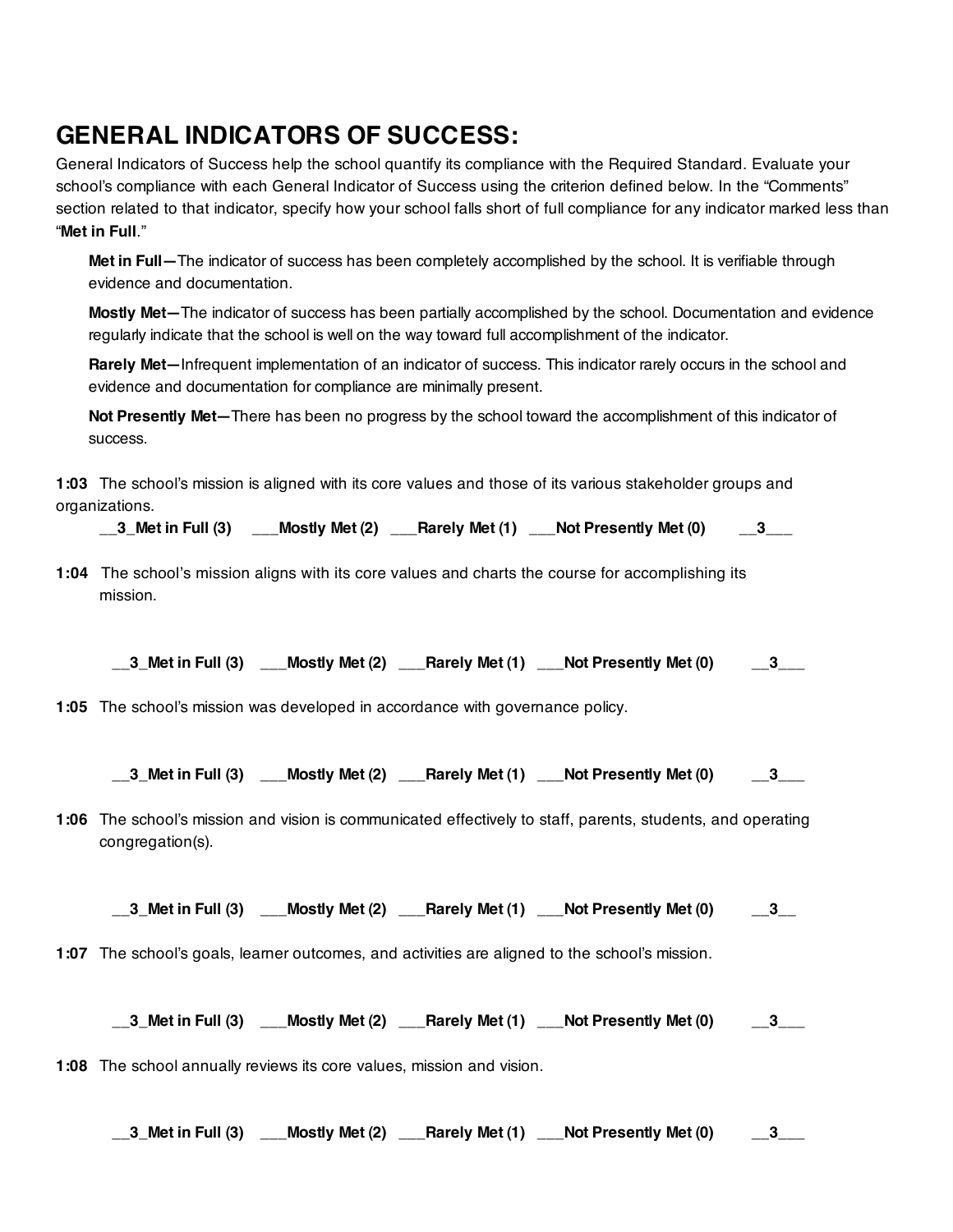# GENERAL INDICATORS OF SUCCESS:

General Indicators of Success help the school quantify its compliance with the Required Standard. Evaluate your school's compliance with each General Indicator of Success using the criterion defined below. In the "Comments" section related to that indicator, specify how your school falls short of full compliance for any indicator marked less than "**Met in Full**."

**Met in Full—**The indicator of success has been completely accomplished by the school. It is verifiable through evidence and documentation.

**Mostly Met—**The indicator of success has been partially accomplished by the school. Documentation and evidence regularly indicate that the school is well on the way toward full accomplishment of the indicator.

**Rarely Met—**Infrequent implementation of an indicator of success. This indicator rarely occurs in the school and evidence and documentation for compliance are minimally present.

**Not Presently Met—**There has been no progress by the school toward the accomplishment of this indicator of success.

**1:03** The school's mission is aligned with its core values and those of its various stakeholder groups and organizations.

**__3_Met in Full (3)  ___Mostly Met (2)  ___Rarely Met (1)  ___Not Presently Met (0)  __3___**

**1:04** The school's mission aligns with its core values and charts the course for accomplishing its mission.

**__3_Met in Full (3)  ___Mostly Met (2)  ___Rarely Met (1)  ___Not Presently Met (0)  __3___**

**1:05** The school's mission was developed in accordance with governance policy.

**__3_Met in Full (3)  ___Mostly Met (2)  ___Rarely Met (1)  ___Not Presently Met (0)  __3___**

**1:06** The school's mission and vision is communicated effectively to staff, parents, students, and operating congregation(s).

**__3_Met in Full (3)  ___Mostly Met (2)  ___Rarely Met (1)  ___Not Presently Met (0)  __3__**

**1:07** The school's goals, learner outcomes, and activities are aligned to the school's mission.

**__3_Met in Full (3)  ___Mostly Met (2)  ___Rarely Met (1)  ___Not Presently Met (0)  __3___**

**1:08** The school annually reviews its core values, mission and vision.

**__3_Met in Full (3)  ___Mostly Met (2)  ___Rarely Met (1)  ___Not Presently Met (0)  __3___**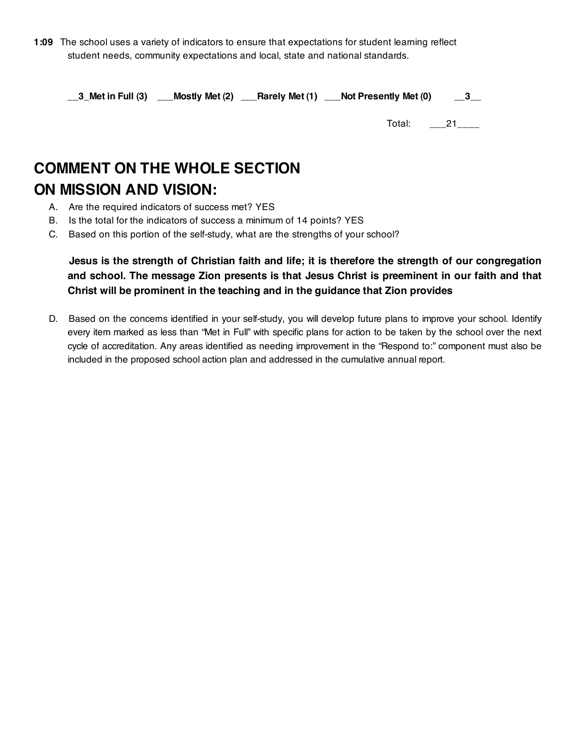**1:09** The school uses a variety of indicators to ensure that expectations for student learning reflect student needs, community expectations and local, state and national standards.

**__3_Met in Full (3) ___Mostly Met (2) ___Rarely Met (1) ___Not Presently Met (0) __3__**

Total: ___21____

# COMMENT ON THE WHOLE SECTION ON MISSION AND VISION:

A. Are the required indicators of success met? YES

B. Is the total for the indicators of success a minimum of 14 points? YES

C. Based on this portion of the self-study, what are the strengths of your school?

**Jesus is the strength of Christian faith and life; it is therefore the strength of our congregation and school. The message Zion presents is that Jesus Christ is preeminent in our faith and that Christ will be prominent in the teaching and in the guidance that Zion provides**

D. Based on the concerns identified in your self-study, you will develop future plans to improve your school. Identify every item marked as less than "Met in Full" with specific plans for action to be taken by the school over the next cycle of accreditation. Any areas identified as needing improvement in the "Respond to:" component must also be included in the proposed school action plan and addressed in the cumulative annual report.